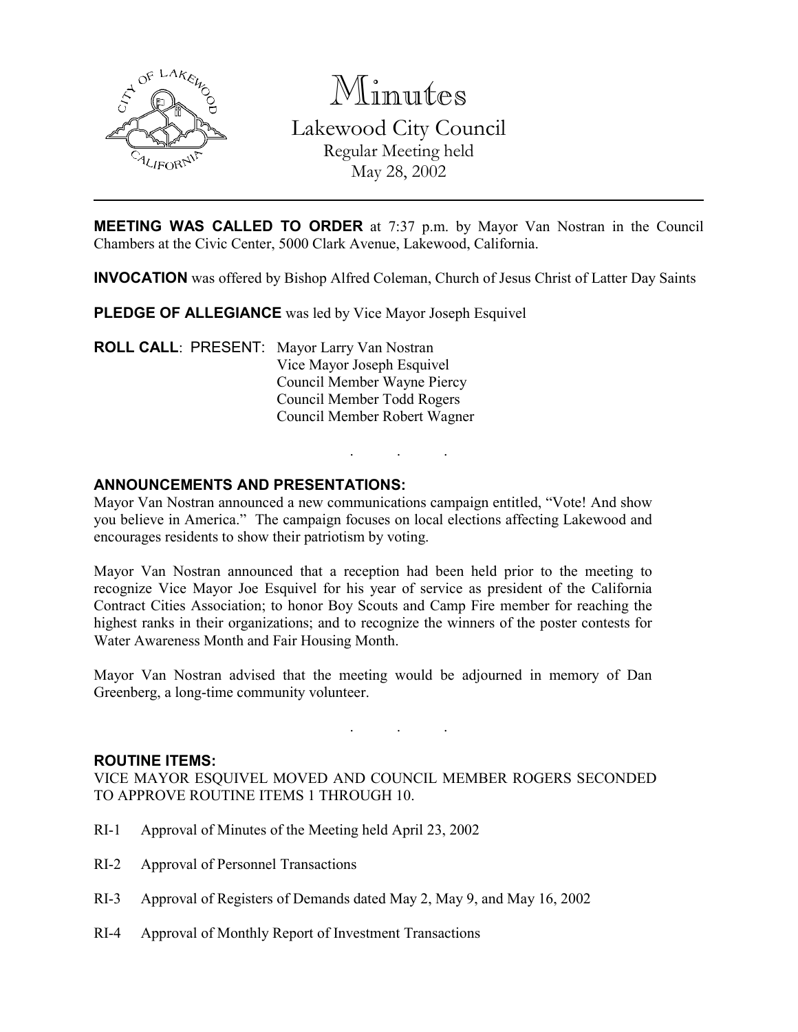# Minutes

## Lakewood City Council

Regular Meeting held
May 28, 2002

---

**MEETING WAS CALLED TO ORDER** at 7:37 p.m. by Mayor Van Nostran in the Council Chambers at the Civic Center, 5000 Clark Avenue, Lakewood, California.

**INVOCATION** was offered by Bishop Alfred Coleman, Church of Jesus Christ of Latter Day Saints

**PLEDGE OF ALLEGIANCE** was led by Vice Mayor Joseph Esquivel

**ROLL CALL**: PRESENT: Mayor Larry Van Nostran
Vice Mayor Joseph Esquivel
Council Member Wayne Piercy
Council Member Todd Rogers
Council Member Robert Wagner

. . .

**ANNOUNCEMENTS AND PRESENTATIONS:**

Mayor Van Nostran announced a new communications campaign entitled, "Vote! And show you believe in America." The campaign focuses on local elections affecting Lakewood and encourages residents to show their patriotism by voting.

Mayor Van Nostran announced that a reception had been held prior to the meeting to recognize Vice Mayor Joe Esquivel for his year of service as president of the California Contract Cities Association; to honor Boy Scouts and Camp Fire member for reaching the highest ranks in their organizations; and to recognize the winners of the poster contests for Water Awareness Month and Fair Housing Month.

Mayor Van Nostran advised that the meeting would be adjourned in memory of Dan Greenberg, a long-time community volunteer.

. . .

**ROUTINE ITEMS:**

VICE MAYOR ESQUIVEL MOVED AND COUNCIL MEMBER ROGERS SECONDED TO APPROVE ROUTINE ITEMS 1 THROUGH 10.

RI-1 Approval of Minutes of the Meeting held April 23, 2002

RI-2 Approval of Personnel Transactions

RI-3 Approval of Registers of Demands dated May 2, May 9, and May 16, 2002

RI-4 Approval of Monthly Report of Investment Transactions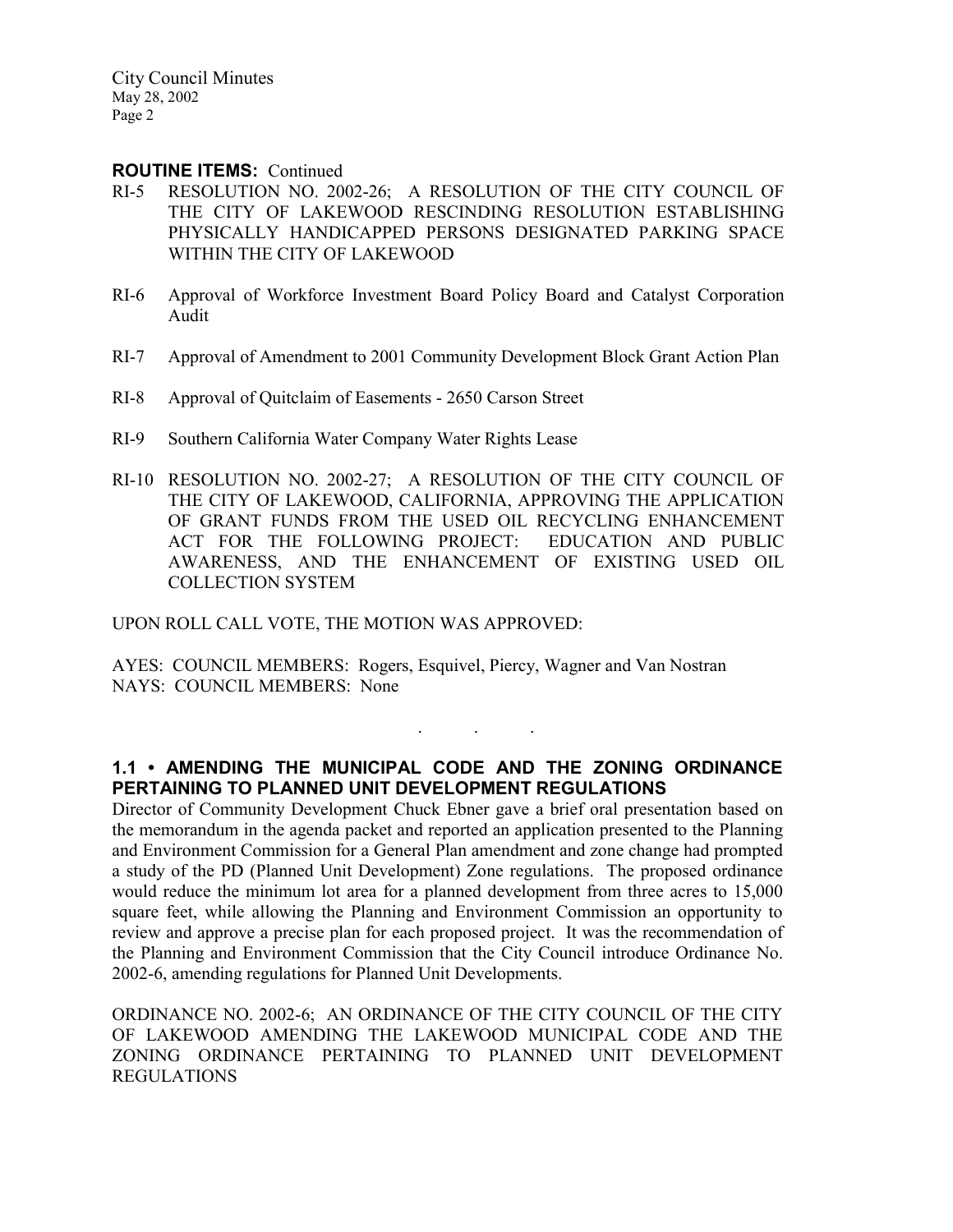**ROUTINE ITEMS:** Continued

RI-5 RESOLUTION NO. 2002-26; A RESOLUTION OF THE CITY COUNCIL OF THE CITY OF LAKEWOOD RESCINDING RESOLUTION ESTABLISHING PHYSICALLY HANDICAPPED PERSONS DESIGNATED PARKING SPACE WITHIN THE CITY OF LAKEWOOD

RI-6 Approval of Workforce Investment Board Policy Board and Catalyst Corporation Audit

RI-7 Approval of Amendment to 2001 Community Development Block Grant Action Plan

RI-8 Approval of Quitclaim of Easements - 2650 Carson Street

RI-9 Southern California Water Company Water Rights Lease

RI-10 RESOLUTION NO. 2002-27; A RESOLUTION OF THE CITY COUNCIL OF THE CITY OF LAKEWOOD, CALIFORNIA, APPROVING THE APPLICATION OF GRANT FUNDS FROM THE USED OIL RECYCLING ENHANCEMENT ACT FOR THE FOLLOWING PROJECT: EDUCATION AND PUBLIC AWARENESS, AND THE ENHANCEMENT OF EXISTING USED OIL COLLECTION SYSTEM

UPON ROLL CALL VOTE, THE MOTION WAS APPROVED:

AYES: COUNCIL MEMBERS: Rogers, Esquivel, Piercy, Wagner and Van Nostran
NAYS: COUNCIL MEMBERS: None

. . .

**1.1 • AMENDING THE MUNICIPAL CODE AND THE ZONING ORDINANCE PERTAINING TO PLANNED UNIT DEVELOPMENT REGULATIONS**

Director of Community Development Chuck Ebner gave a brief oral presentation based on the memorandum in the agenda packet and reported an application presented to the Planning and Environment Commission for a General Plan amendment and zone change had prompted a study of the PD (Planned Unit Development) Zone regulations. The proposed ordinance would reduce the minimum lot area for a planned development from three acres to 15,000 square feet, while allowing the Planning and Environment Commission an opportunity to review and approve a precise plan for each proposed project. It was the recommendation of the Planning and Environment Commission that the City Council introduce Ordinance No. 2002-6, amending regulations for Planned Unit Developments.

ORDINANCE NO. 2002-6; AN ORDINANCE OF THE CITY COUNCIL OF THE CITY OF LAKEWOOD AMENDING THE LAKEWOOD MUNICIPAL CODE AND THE ZONING ORDINANCE PERTAINING TO PLANNED UNIT DEVELOPMENT REGULATIONS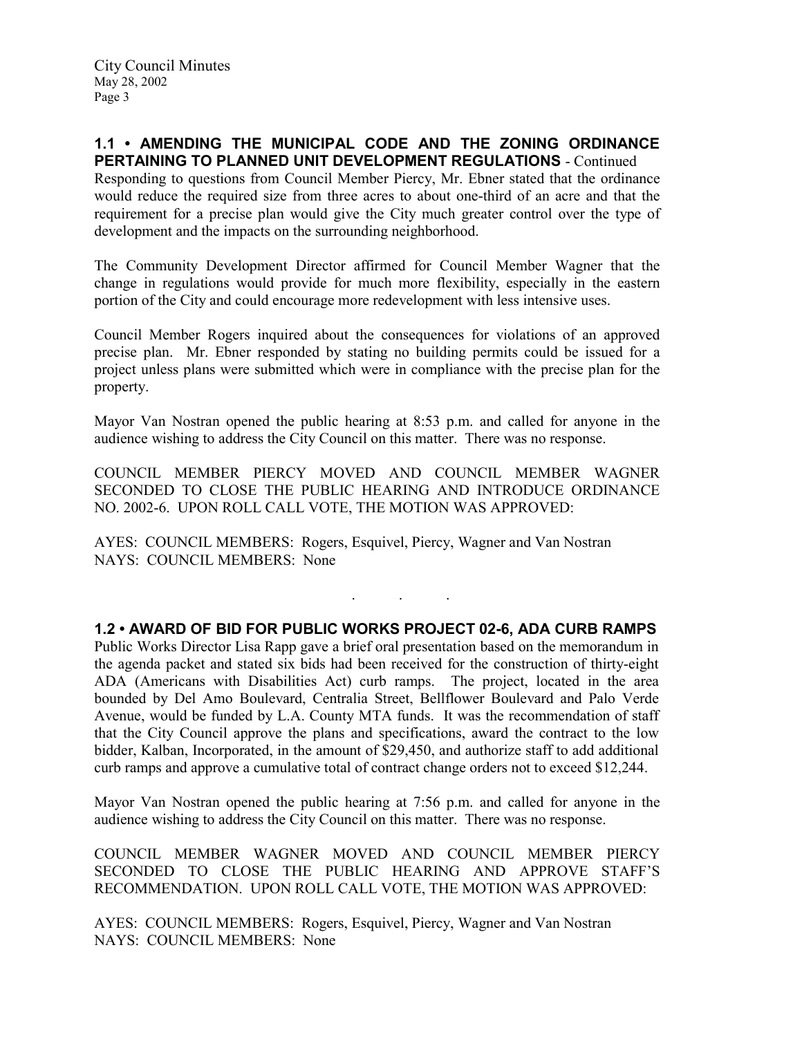## 1.1 • AMENDING THE MUNICIPAL CODE AND THE ZONING ORDINANCE PERTAINING TO PLANNED UNIT DEVELOPMENT REGULATIONS - Continued

Responding to questions from Council Member Piercy, Mr. Ebner stated that the ordinance would reduce the required size from three acres to about one-third of an acre and that the requirement for a precise plan would give the City much greater control over the type of development and the impacts on the surrounding neighborhood.

The Community Development Director affirmed for Council Member Wagner that the change in regulations would provide for much more flexibility, especially in the eastern portion of the City and could encourage more redevelopment with less intensive uses.

Council Member Rogers inquired about the consequences for violations of an approved precise plan. Mr. Ebner responded by stating no building permits could be issued for a project unless plans were submitted which were in compliance with the precise plan for the property.

Mayor Van Nostran opened the public hearing at 8:53 p.m. and called for anyone in the audience wishing to address the City Council on this matter. There was no response.

COUNCIL MEMBER PIERCY MOVED AND COUNCIL MEMBER WAGNER SECONDED TO CLOSE THE PUBLIC HEARING AND INTRODUCE ORDINANCE NO. 2002-6. UPON ROLL CALL VOTE, THE MOTION WAS APPROVED:

AYES: COUNCIL MEMBERS: Rogers, Esquivel, Piercy, Wagner and Van Nostran
NAYS: COUNCIL MEMBERS: None

. . .

## 1.2 • AWARD OF BID FOR PUBLIC WORKS PROJECT 02-6, ADA CURB RAMPS

Public Works Director Lisa Rapp gave a brief oral presentation based on the memorandum in the agenda packet and stated six bids had been received for the construction of thirty-eight ADA (Americans with Disabilities Act) curb ramps. The project, located in the area bounded by Del Amo Boulevard, Centralia Street, Bellflower Boulevard and Palo Verde Avenue, would be funded by L.A. County MTA funds. It was the recommendation of staff that the City Council approve the plans and specifications, award the contract to the low bidder, Kalban, Incorporated, in the amount of $29,450, and authorize staff to add additional curb ramps and approve a cumulative total of contract change orders not to exceed $12,244.

Mayor Van Nostran opened the public hearing at 7:56 p.m. and called for anyone in the audience wishing to address the City Council on this matter. There was no response.

COUNCIL MEMBER WAGNER MOVED AND COUNCIL MEMBER PIERCY SECONDED TO CLOSE THE PUBLIC HEARING AND APPROVE STAFF'S RECOMMENDATION. UPON ROLL CALL VOTE, THE MOTION WAS APPROVED:

AYES: COUNCIL MEMBERS: Rogers, Esquivel, Piercy, Wagner and Van Nostran
NAYS: COUNCIL MEMBERS: None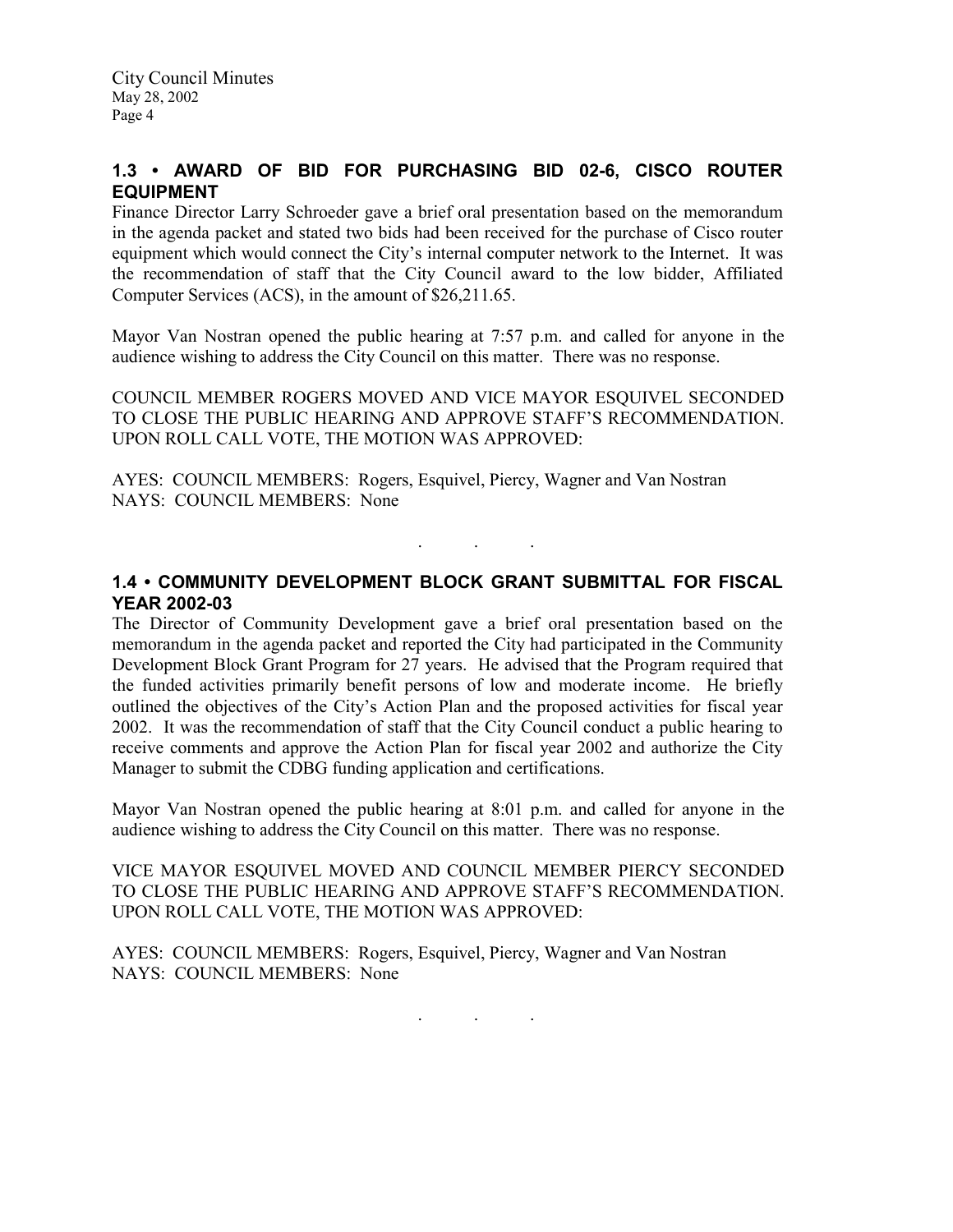## 1.3 • AWARD OF BID FOR PURCHASING BID 02-6, CISCO ROUTER EQUIPMENT

Finance Director Larry Schroeder gave a brief oral presentation based on the memorandum in the agenda packet and stated two bids had been received for the purchase of Cisco router equipment which would connect the City's internal computer network to the Internet. It was the recommendation of staff that the City Council award to the low bidder, Affiliated Computer Services (ACS), in the amount of $26,211.65.

Mayor Van Nostran opened the public hearing at 7:57 p.m. and called for anyone in the audience wishing to address the City Council on this matter. There was no response.

COUNCIL MEMBER ROGERS MOVED AND VICE MAYOR ESQUIVEL SECONDED TO CLOSE THE PUBLIC HEARING AND APPROVE STAFF'S RECOMMENDATION. UPON ROLL CALL VOTE, THE MOTION WAS APPROVED:

AYES: COUNCIL MEMBERS: Rogers, Esquivel, Piercy, Wagner and Van Nostran
NAYS: COUNCIL MEMBERS: None

. . .

## 1.4 • COMMUNITY DEVELOPMENT BLOCK GRANT SUBMITTAL FOR FISCAL YEAR 2002-03

The Director of Community Development gave a brief oral presentation based on the memorandum in the agenda packet and reported the City had participated in the Community Development Block Grant Program for 27 years. He advised that the Program required that the funded activities primarily benefit persons of low and moderate income. He briefly outlined the objectives of the City's Action Plan and the proposed activities for fiscal year 2002. It was the recommendation of staff that the City Council conduct a public hearing to receive comments and approve the Action Plan for fiscal year 2002 and authorize the City Manager to submit the CDBG funding application and certifications.

Mayor Van Nostran opened the public hearing at 8:01 p.m. and called for anyone in the audience wishing to address the City Council on this matter. There was no response.

VICE MAYOR ESQUIVEL MOVED AND COUNCIL MEMBER PIERCY SECONDED TO CLOSE THE PUBLIC HEARING AND APPROVE STAFF'S RECOMMENDATION. UPON ROLL CALL VOTE, THE MOTION WAS APPROVED:

AYES: COUNCIL MEMBERS: Rogers, Esquivel, Piercy, Wagner and Van Nostran
NAYS: COUNCIL MEMBERS: None

. . .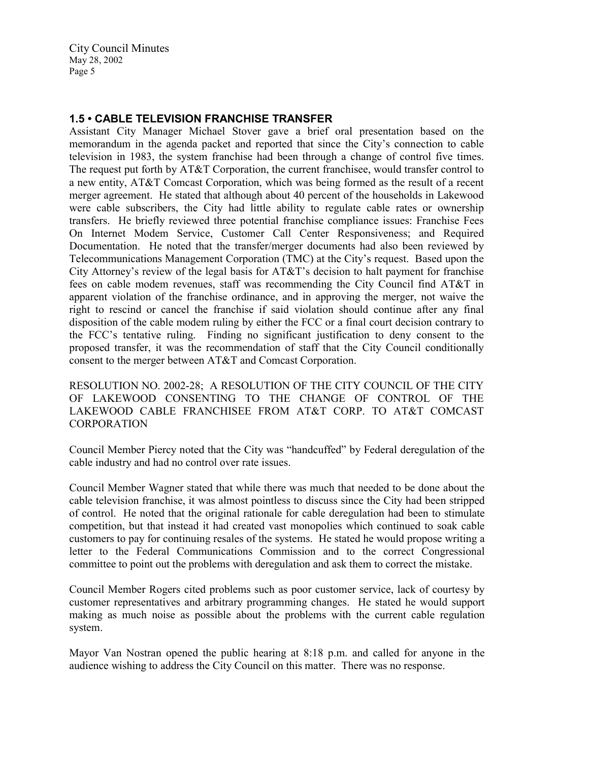### 1.5 • CABLE TELEVISION FRANCHISE TRANSFER

Assistant City Manager Michael Stover gave a brief oral presentation based on the memorandum in the agenda packet and reported that since the City's connection to cable television in 1983, the system franchise had been through a change of control five times. The request put forth by AT&T Corporation, the current franchisee, would transfer control to a new entity, AT&T Comcast Corporation, which was being formed as the result of a recent merger agreement. He stated that although about 40 percent of the households in Lakewood were cable subscribers, the City had little ability to regulate cable rates or ownership transfers. He briefly reviewed three potential franchise compliance issues: Franchise Fees On Internet Modem Service, Customer Call Center Responsiveness; and Required Documentation. He noted that the transfer/merger documents had also been reviewed by Telecommunications Management Corporation (TMC) at the City's request. Based upon the City Attorney's review of the legal basis for AT&T's decision to halt payment for franchise fees on cable modem revenues, staff was recommending the City Council find AT&T in apparent violation of the franchise ordinance, and in approving the merger, not waive the right to rescind or cancel the franchise if said violation should continue after any final disposition of the cable modem ruling by either the FCC or a final court decision contrary to the FCC's tentative ruling. Finding no significant justification to deny consent to the proposed transfer, it was the recommendation of staff that the City Council conditionally consent to the merger between AT&T and Comcast Corporation.

RESOLUTION NO. 2002-28; A RESOLUTION OF THE CITY COUNCIL OF THE CITY OF LAKEWOOD CONSENTING TO THE CHANGE OF CONTROL OF THE LAKEWOOD CABLE FRANCHISEE FROM AT&T CORP. TO AT&T COMCAST CORPORATION

Council Member Piercy noted that the City was "handcuffed" by Federal deregulation of the cable industry and had no control over rate issues.

Council Member Wagner stated that while there was much that needed to be done about the cable television franchise, it was almost pointless to discuss since the City had been stripped of control. He noted that the original rationale for cable deregulation had been to stimulate competition, but that instead it had created vast monopolies which continued to soak cable customers to pay for continuing resales of the systems. He stated he would propose writing a letter to the Federal Communications Commission and to the correct Congressional committee to point out the problems with deregulation and ask them to correct the mistake.

Council Member Rogers cited problems such as poor customer service, lack of courtesy by customer representatives and arbitrary programming changes. He stated he would support making as much noise as possible about the problems with the current cable regulation system.

Mayor Van Nostran opened the public hearing at 8:18 p.m. and called for anyone in the audience wishing to address the City Council on this matter. There was no response.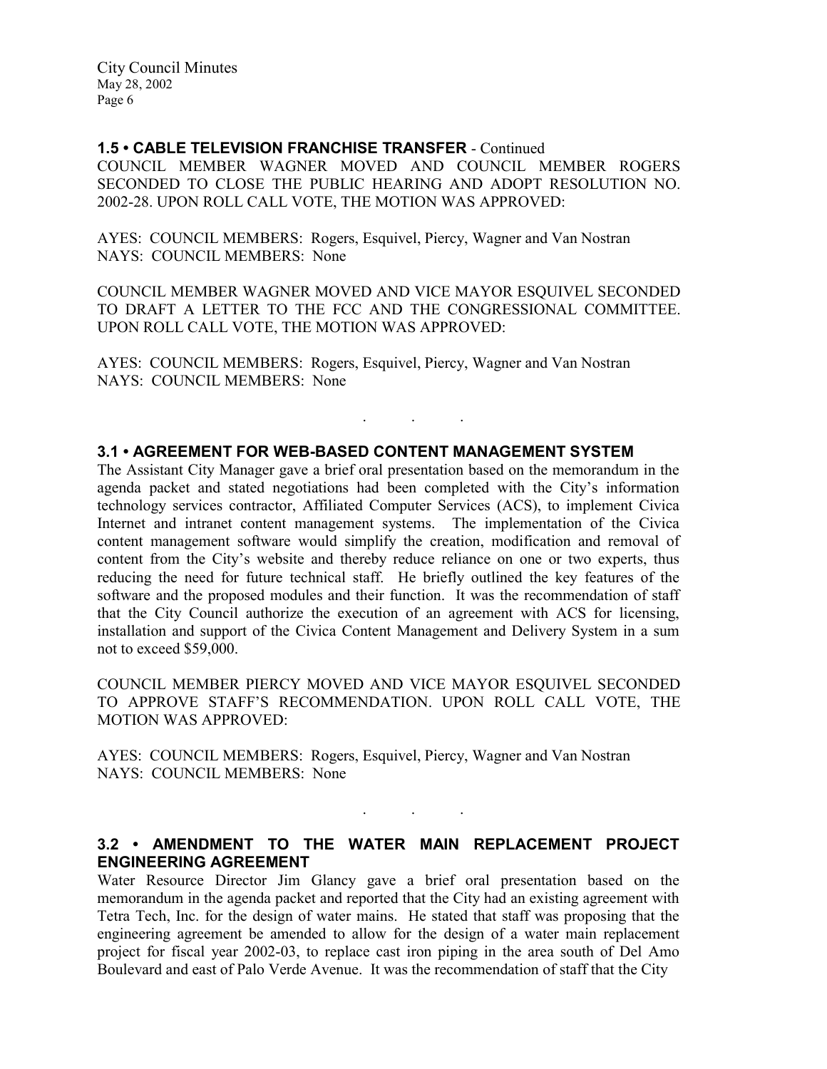### 1.5 • CABLE TELEVISION FRANCHISE TRANSFER - Continued

COUNCIL MEMBER WAGNER MOVED AND COUNCIL MEMBER ROGERS SECONDED TO CLOSE THE PUBLIC HEARING AND ADOPT RESOLUTION NO. 2002-28. UPON ROLL CALL VOTE, THE MOTION WAS APPROVED:

AYES: COUNCIL MEMBERS: Rogers, Esquivel, Piercy, Wagner and Van Nostran
NAYS: COUNCIL MEMBERS: None

COUNCIL MEMBER WAGNER MOVED AND VICE MAYOR ESQUIVEL SECONDED TO DRAFT A LETTER TO THE FCC AND THE CONGRESSIONAL COMMITTEE. UPON ROLL CALL VOTE, THE MOTION WAS APPROVED:

AYES: COUNCIL MEMBERS: Rogers, Esquivel, Piercy, Wagner and Van Nostran
NAYS: COUNCIL MEMBERS: None

. . .

### 3.1 • AGREEMENT FOR WEB-BASED CONTENT MANAGEMENT SYSTEM

The Assistant City Manager gave a brief oral presentation based on the memorandum in the agenda packet and stated negotiations had been completed with the City's information technology services contractor, Affiliated Computer Services (ACS), to implement Civica Internet and intranet content management systems. The implementation of the Civica content management software would simplify the creation, modification and removal of content from the City's website and thereby reduce reliance on one or two experts, thus reducing the need for future technical staff. He briefly outlined the key features of the software and the proposed modules and their function. It was the recommendation of staff that the City Council authorize the execution of an agreement with ACS for licensing, installation and support of the Civica Content Management and Delivery System in a sum not to exceed $59,000.

COUNCIL MEMBER PIERCY MOVED AND VICE MAYOR ESQUIVEL SECONDED TO APPROVE STAFF'S RECOMMENDATION. UPON ROLL CALL VOTE, THE MOTION WAS APPROVED:

AYES: COUNCIL MEMBERS: Rogers, Esquivel, Piercy, Wagner and Van Nostran
NAYS: COUNCIL MEMBERS: None

. . .

### 3.2 • AMENDMENT TO THE WATER MAIN REPLACEMENT PROJECT ENGINEERING AGREEMENT

Water Resource Director Jim Glancy gave a brief oral presentation based on the memorandum in the agenda packet and reported that the City had an existing agreement with Tetra Tech, Inc. for the design of water mains. He stated that staff was proposing that the engineering agreement be amended to allow for the design of a water main replacement project for fiscal year 2002-03, to replace cast iron piping in the area south of Del Amo Boulevard and east of Palo Verde Avenue. It was the recommendation of staff that the City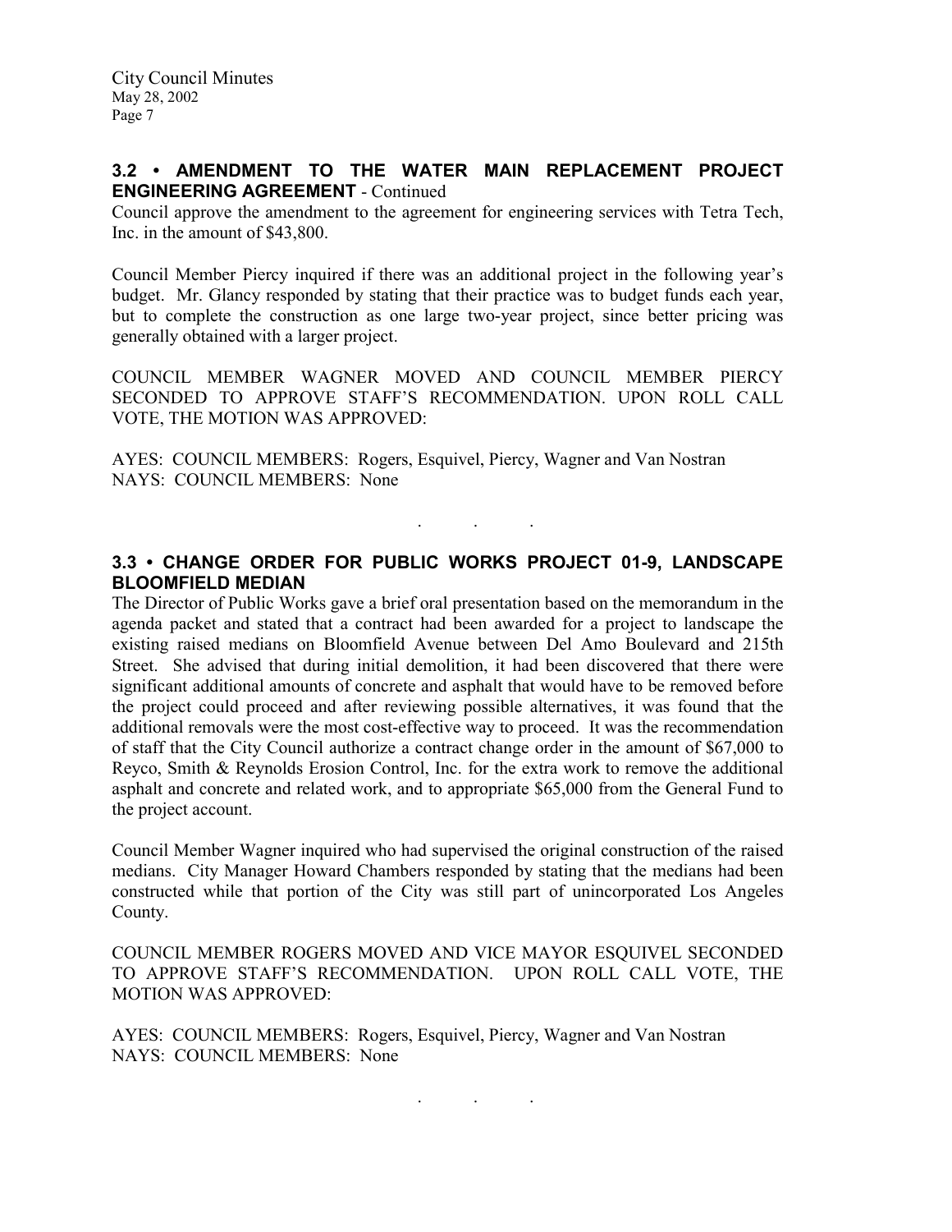## 3.2 • AMENDMENT TO THE WATER MAIN REPLACEMENT PROJECT ENGINEERING AGREEMENT - Continued

Council approve the amendment to the agreement for engineering services with Tetra Tech, Inc. in the amount of $43,800.

Council Member Piercy inquired if there was an additional project in the following year's budget. Mr. Glancy responded by stating that their practice was to budget funds each year, but to complete the construction as one large two-year project, since better pricing was generally obtained with a larger project.

COUNCIL MEMBER WAGNER MOVED AND COUNCIL MEMBER PIERCY SECONDED TO APPROVE STAFF'S RECOMMENDATION. UPON ROLL CALL VOTE, THE MOTION WAS APPROVED:

AYES: COUNCIL MEMBERS: Rogers, Esquivel, Piercy, Wagner and Van Nostran
NAYS: COUNCIL MEMBERS: None

. . .

## 3.3 • CHANGE ORDER FOR PUBLIC WORKS PROJECT 01-9, LANDSCAPE BLOOMFIELD MEDIAN

The Director of Public Works gave a brief oral presentation based on the memorandum in the agenda packet and stated that a contract had been awarded for a project to landscape the existing raised medians on Bloomfield Avenue between Del Amo Boulevard and 215th Street. She advised that during initial demolition, it had been discovered that there were significant additional amounts of concrete and asphalt that would have to be removed before the project could proceed and after reviewing possible alternatives, it was found that the additional removals were the most cost-effective way to proceed. It was the recommendation of staff that the City Council authorize a contract change order in the amount of $67,000 to Reyco, Smith & Reynolds Erosion Control, Inc. for the extra work to remove the additional asphalt and concrete and related work, and to appropriate $65,000 from the General Fund to the project account.

Council Member Wagner inquired who had supervised the original construction of the raised medians. City Manager Howard Chambers responded by stating that the medians had been constructed while that portion of the City was still part of unincorporated Los Angeles County.

COUNCIL MEMBER ROGERS MOVED AND VICE MAYOR ESQUIVEL SECONDED TO APPROVE STAFF'S RECOMMENDATION. UPON ROLL CALL VOTE, THE MOTION WAS APPROVED:

AYES: COUNCIL MEMBERS: Rogers, Esquivel, Piercy, Wagner and Van Nostran
NAYS: COUNCIL MEMBERS: None

. . .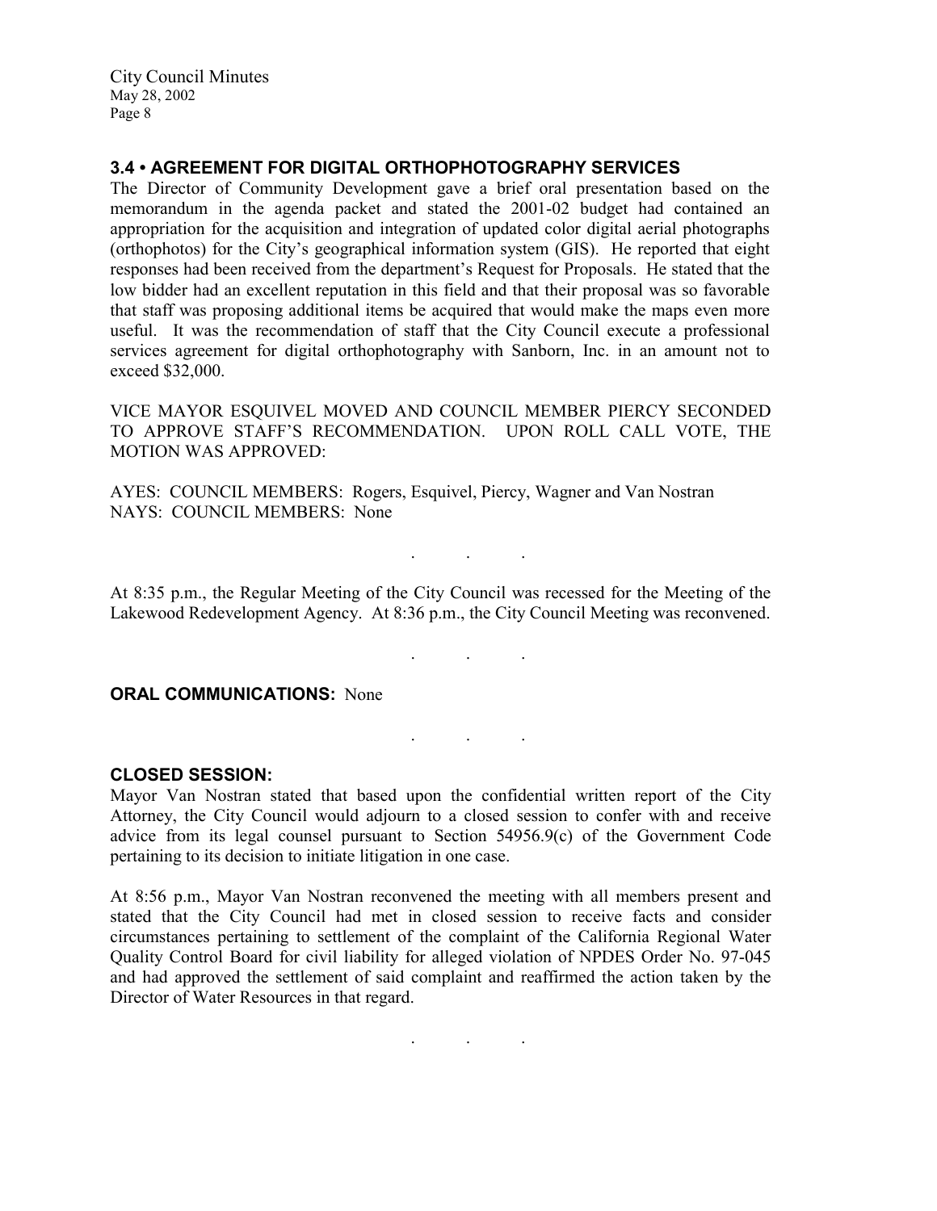### 3.4 • AGREEMENT FOR DIGITAL ORTHOPHOTOGRAPHY SERVICES

The Director of Community Development gave a brief oral presentation based on the memorandum in the agenda packet and stated the 2001-02 budget had contained an appropriation for the acquisition and integration of updated color digital aerial photographs (orthophotos) for the City's geographical information system (GIS). He reported that eight responses had been received from the department's Request for Proposals. He stated that the low bidder had an excellent reputation in this field and that their proposal was so favorable that staff was proposing additional items be acquired that would make the maps even more useful. It was the recommendation of staff that the City Council execute a professional services agreement for digital orthophotography with Sanborn, Inc. in an amount not to exceed $32,000.

VICE MAYOR ESQUIVEL MOVED AND COUNCIL MEMBER PIERCY SECONDED TO APPROVE STAFF'S RECOMMENDATION. UPON ROLL CALL VOTE, THE MOTION WAS APPROVED:

AYES: COUNCIL MEMBERS: Rogers, Esquivel, Piercy, Wagner and Van Nostran
NAYS: COUNCIL MEMBERS: None

. . .

At 8:35 p.m., the Regular Meeting of the City Council was recessed for the Meeting of the Lakewood Redevelopment Agency. At 8:36 p.m., the City Council Meeting was reconvened.

. . .

**ORAL COMMUNICATIONS:** None

. . .

**CLOSED SESSION:**

Mayor Van Nostran stated that based upon the confidential written report of the City Attorney, the City Council would adjourn to a closed session to confer with and receive advice from its legal counsel pursuant to Section 54956.9(c) of the Government Code pertaining to its decision to initiate litigation in one case.

At 8:56 p.m., Mayor Van Nostran reconvened the meeting with all members present and stated that the City Council had met in closed session to receive facts and consider circumstances pertaining to settlement of the complaint of the California Regional Water Quality Control Board for civil liability for alleged violation of NPDES Order No. 97-045 and had approved the settlement of said complaint and reaffirmed the action taken by the Director of Water Resources in that regard.

. . .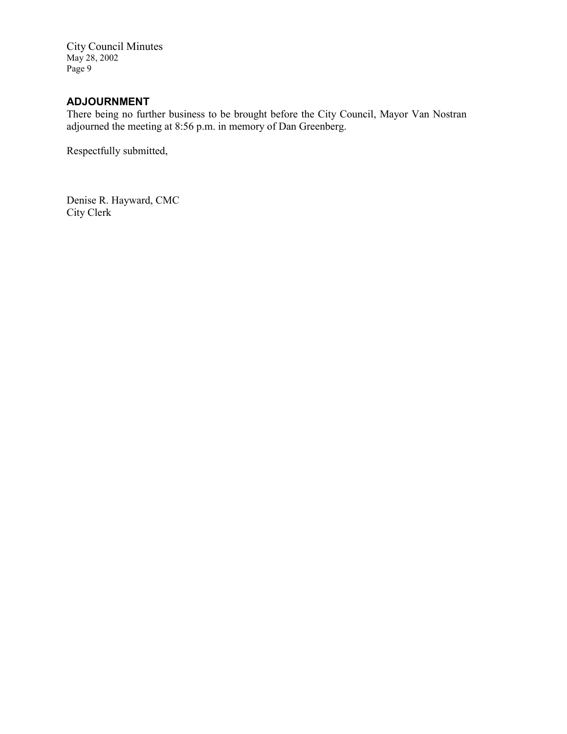## ADJOURNMENT

There being no further business to be brought before the City Council, Mayor Van Nostran adjourned the meeting at 8:56 p.m. in memory of Dan Greenberg.

Respectfully submitted,

Denise R. Hayward, CMC
City Clerk